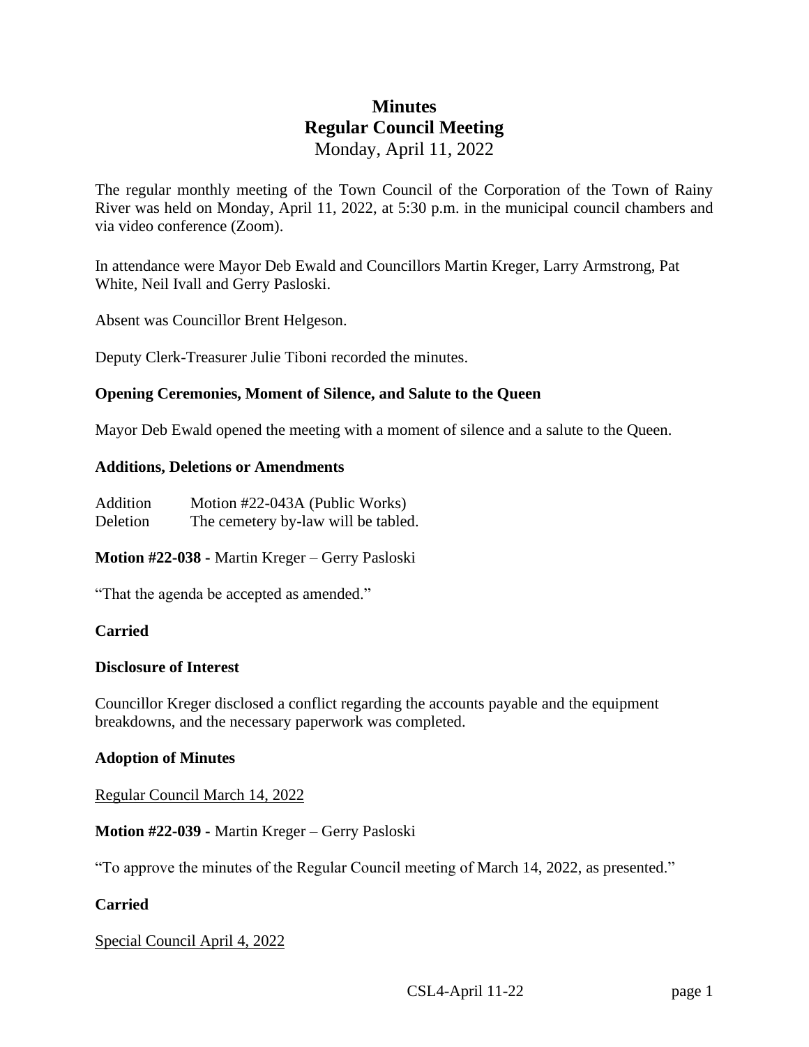# Minutes
## Regular Council Meeting
Monday, April 11, 2022

The regular monthly meeting of the Town Council of the Corporation of the Town of Rainy River was held on Monday, April 11, 2022, at 5:30 p.m. in the municipal council chambers and via video conference (Zoom).

In attendance were Mayor Deb Ewald and Councillors Martin Kreger, Larry Armstrong, Pat White, Neil Ivall and Gerry Pasloski.

Absent was Councillor Brent Helgeson.

Deputy Clerk-Treasurer Julie Tiboni recorded the minutes.

**Opening Ceremonies, Moment of Silence, and Salute to the Queen**

Mayor Deb Ewald opened the meeting with a moment of silence and a salute to the Queen.

**Additions, Deletions or Amendments**

Addition Motion #22-043A (Public Works)
Deletion The cemetery by-law will be tabled.

**Motion #22-038 -** Martin Kreger – Gerry Pasloski

"That the agenda be accepted as amended."

**Carried**

**Disclosure of Interest**

Councillor Kreger disclosed a conflict regarding the accounts payable and the equipment breakdowns, and the necessary paperwork was completed.

**Adoption of Minutes**

Regular Council March 14, 2022

**Motion #22-039 -** Martin Kreger – Gerry Pasloski

"To approve the minutes of the Regular Council meeting of March 14, 2022, as presented."

**Carried**

Special Council April 4, 2022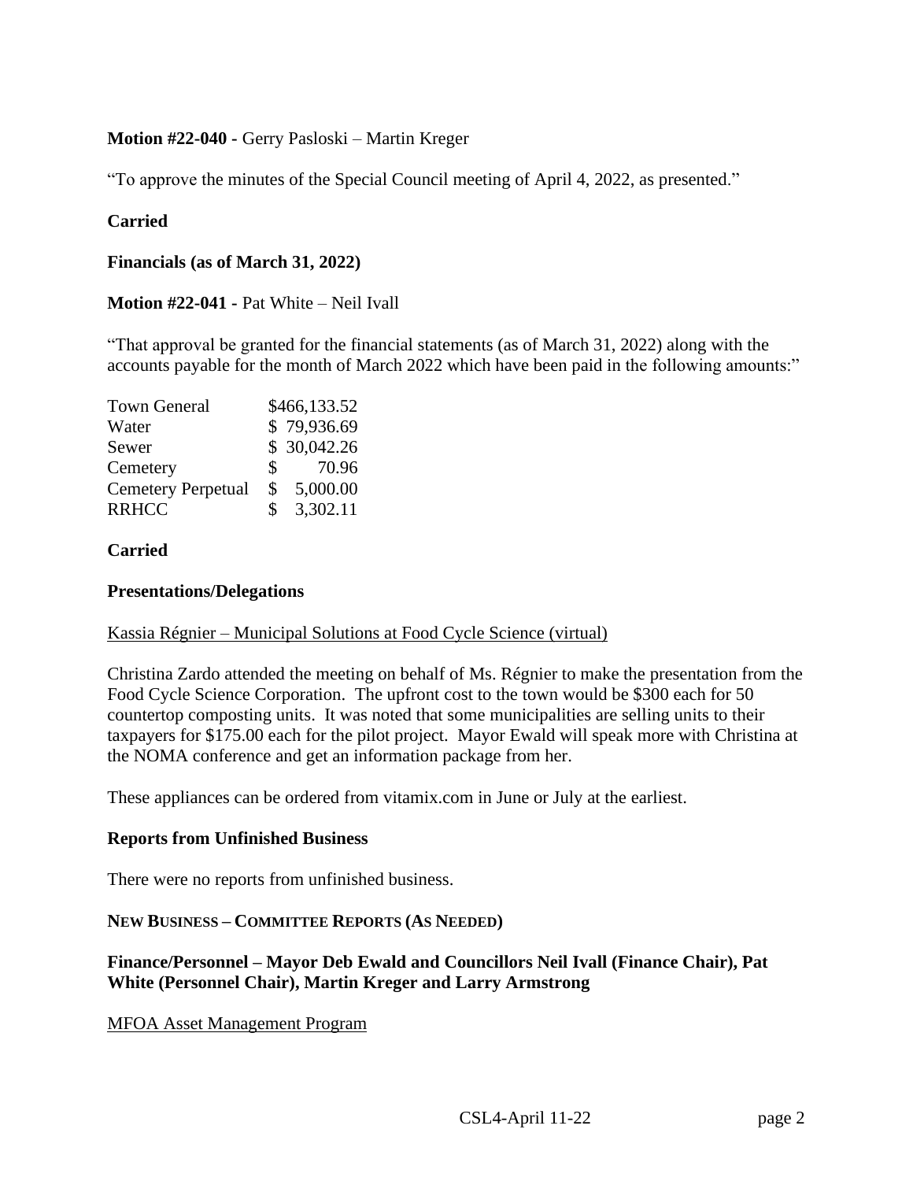**Motion #22-040 -** Gerry Pasloski – Martin Kreger

"To approve the minutes of the Special Council meeting of April 4, 2022, as presented."

**Carried**

**Financials (as of March 31, 2022)**

**Motion #22-041 -** Pat White – Neil Ivall

"That approval be granted for the financial statements (as of March 31, 2022) along with the accounts payable for the month of March 2022 which have been paid in the following amounts:"

| | |
|---|---|
| Town General | $466,133.52 |
| Water | $ 79,936.69 |
| Sewer | $ 30,042.26 |
| Cemetery | $ 70.96 |
| Cemetery Perpetual | $ 5,000.00 |
| RRHCC | $ 3,302.11 |

**Carried**

**Presentations/Delegations**

Kassia Régnier – Municipal Solutions at Food Cycle Science (virtual)

Christina Zardo attended the meeting on behalf of Ms. Régnier to make the presentation from the Food Cycle Science Corporation. The upfront cost to the town would be $300 each for 50 countertop composting units. It was noted that some municipalities are selling units to their taxpayers for $175.00 each for the pilot project. Mayor Ewald will speak more with Christina at the NOMA conference and get an information package from her.

These appliances can be ordered from vitamix.com in June or July at the earliest.

**Reports from Unfinished Business**

There were no reports from unfinished business.

**NEW BUSINESS – COMMITTEE REPORTS (AS NEEDED)**

**Finance/Personnel – Mayor Deb Ewald and Councillors Neil Ivall (Finance Chair), Pat White (Personnel Chair), Martin Kreger and Larry Armstrong**

MFOA Asset Management Program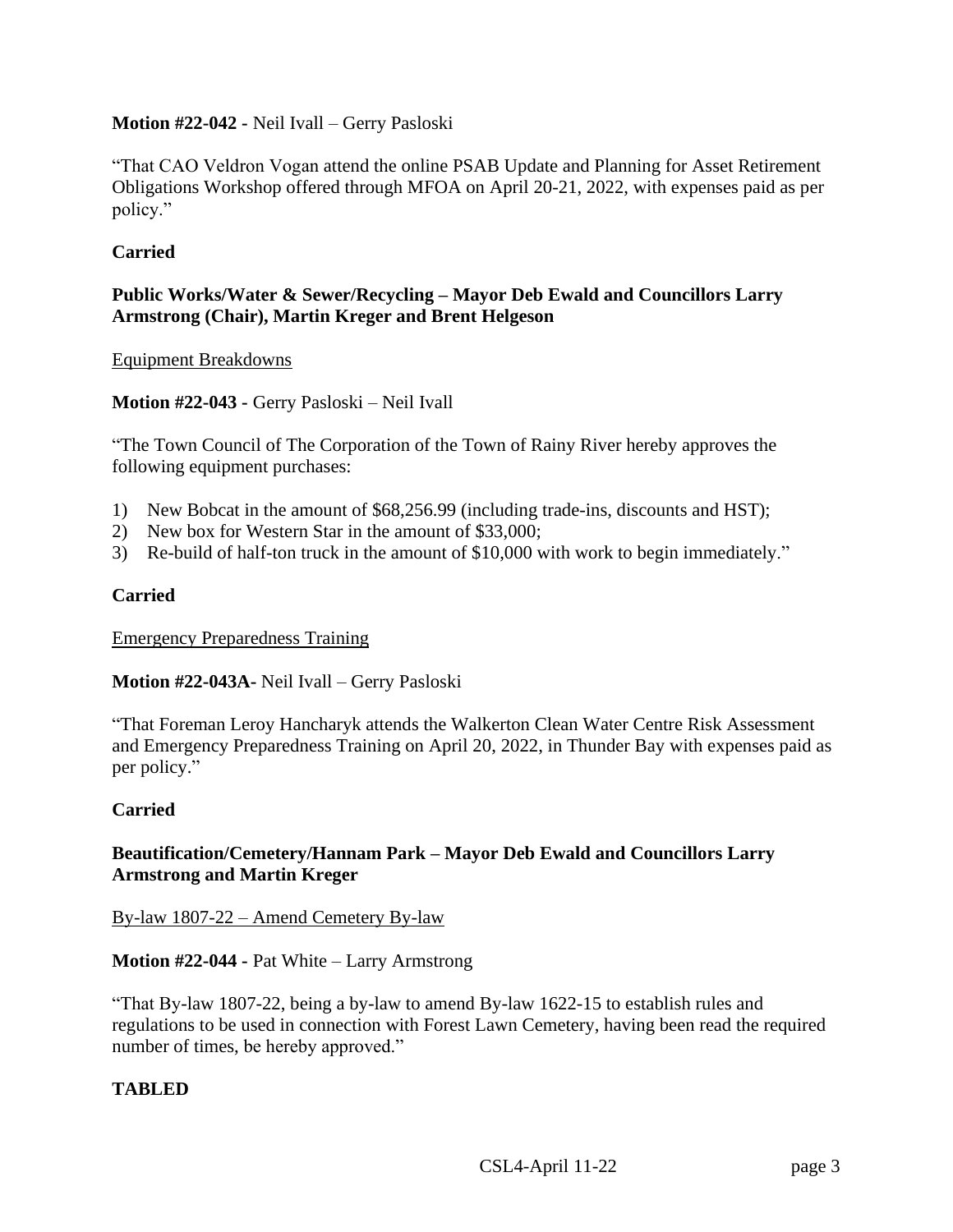**Motion #22-042 -** Neil Ivall – Gerry Pasloski

"That CAO Veldron Vogan attend the online PSAB Update and Planning for Asset Retirement Obligations Workshop offered through MFOA on April 20-21, 2022, with expenses paid as per policy."

**Carried**

**Public Works/Water & Sewer/Recycling – Mayor Deb Ewald and Councillors Larry Armstrong (Chair), Martin Kreger and Brent Helgeson**

Equipment Breakdowns

**Motion #22-043 -** Gerry Pasloski – Neil Ivall

"The Town Council of The Corporation of the Town of Rainy River hereby approves the following equipment purchases:

1) New Bobcat in the amount of $68,256.99 (including trade-ins, discounts and HST);
2) New box for Western Star in the amount of $33,000;
3) Re-build of half-ton truck in the amount of $10,000 with work to begin immediately."

**Carried**

Emergency Preparedness Training

**Motion #22-043A-** Neil Ivall – Gerry Pasloski

"That Foreman Leroy Hancharyk attends the Walkerton Clean Water Centre Risk Assessment and Emergency Preparedness Training on April 20, 2022, in Thunder Bay with expenses paid as per policy."

**Carried**

**Beautification/Cemetery/Hannam Park – Mayor Deb Ewald and Councillors Larry Armstrong and Martin Kreger**

By-law 1807-22 – Amend Cemetery By-law

**Motion #22-044 -** Pat White – Larry Armstrong

"That By-law 1807-22, being a by-law to amend By-law 1622-15 to establish rules and regulations to be used in connection with Forest Lawn Cemetery, having been read the required number of times, be hereby approved."

**TABLED**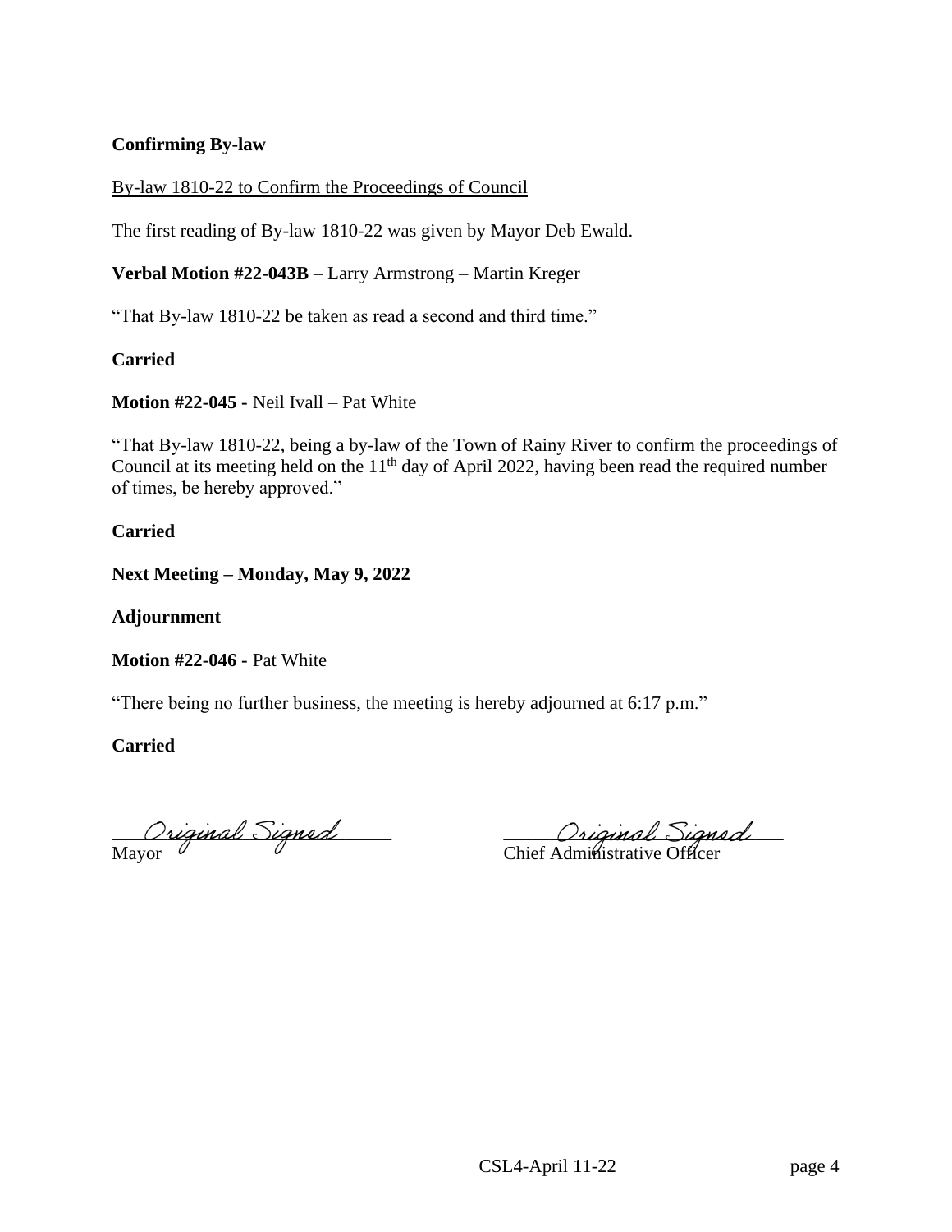**Confirming By-law**

By-law 1810-22 to Confirm the Proceedings of Council

The first reading of By-law 1810-22 was given by Mayor Deb Ewald.

**Verbal Motion #22-043B** – Larry Armstrong – Martin Kreger

"That By-law 1810-22 be taken as read a second and third time."

**Carried**

**Motion #22-045 -** Neil Ivall – Pat White

"That By-law 1810-22, being a by-law of the Town of Rainy River to confirm the proceedings of Council at its meeting held on the 11th day of April 2022, having been read the required number of times, be hereby approved."

**Carried**

**Next Meeting – Monday, May 9, 2022**

**Adjournment**

**Motion #22-046 -** Pat White

"There being no further business, the meeting is hereby adjourned at 6:17 p.m."

**Carried**

Original Signed
Mayor

Original Signed
Chief Administrative Officer